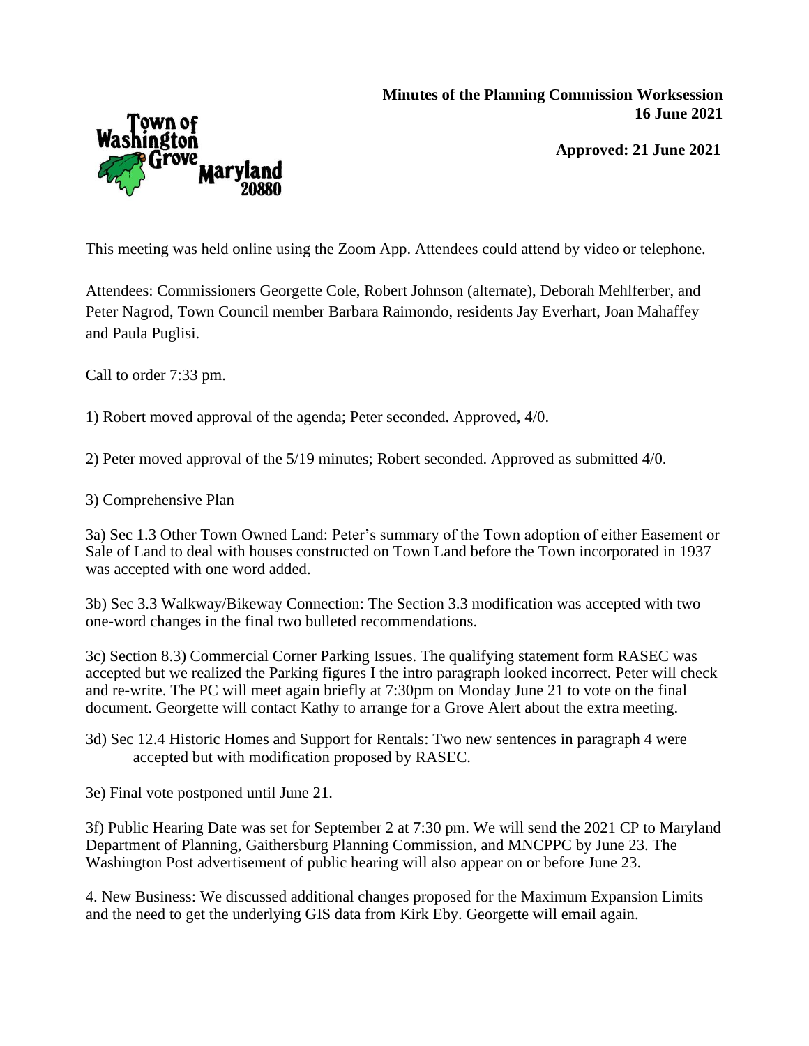**Minutes of the Planning Commission Worksession**
**16 June 2021**

**Approved: 21 June 2021**

Town of Washington Grove Maryland 20880

This meeting was held online using the Zoom App. Attendees could attend by video or telephone.

Attendees: Commissioners Georgette Cole, Robert Johnson (alternate), Deborah Mehlferber, and Peter Nagrod, Town Council member Barbara Raimondo, residents Jay Everhart, Joan Mahaffey and Paula Puglisi.

Call to order 7:33 pm.

1) Robert moved approval of the agenda; Peter seconded. Approved, 4/0.

2) Peter moved approval of the 5/19 minutes; Robert seconded. Approved as submitted 4/0.

3) Comprehensive Plan

3a) Sec 1.3 Other Town Owned Land: Peter's summary of the Town adoption of either Easement or Sale of Land to deal with houses constructed on Town Land before the Town incorporated in 1937 was accepted with one word added.

3b) Sec 3.3 Walkway/Bikeway Connection: The Section 3.3 modification was accepted with two one-word changes in the final two bulleted recommendations.

3c) Section 8.3) Commercial Corner Parking Issues. The qualifying statement form RASEC was accepted but we realized the Parking figures I the intro paragraph looked incorrect. Peter will check and re-write. The PC will meet again briefly at 7:30pm on Monday June 21 to vote on the final document. Georgette will contact Kathy to arrange for a Grove Alert about the extra meeting.

3d) Sec 12.4 Historic Homes and Support for Rentals: Two new sentences in paragraph 4 were accepted but with modification proposed by RASEC.

3e) Final vote postponed until June 21.

3f) Public Hearing Date was set for September 2 at 7:30 pm. We will send the 2021 CP to Maryland Department of Planning, Gaithersburg Planning Commission, and MNCPPC by June 23. The Washington Post advertisement of public hearing will also appear on or before June 23.

4. New Business: We discussed additional changes proposed for the Maximum Expansion Limits and the need to get the underlying GIS data from Kirk Eby. Georgette will email again.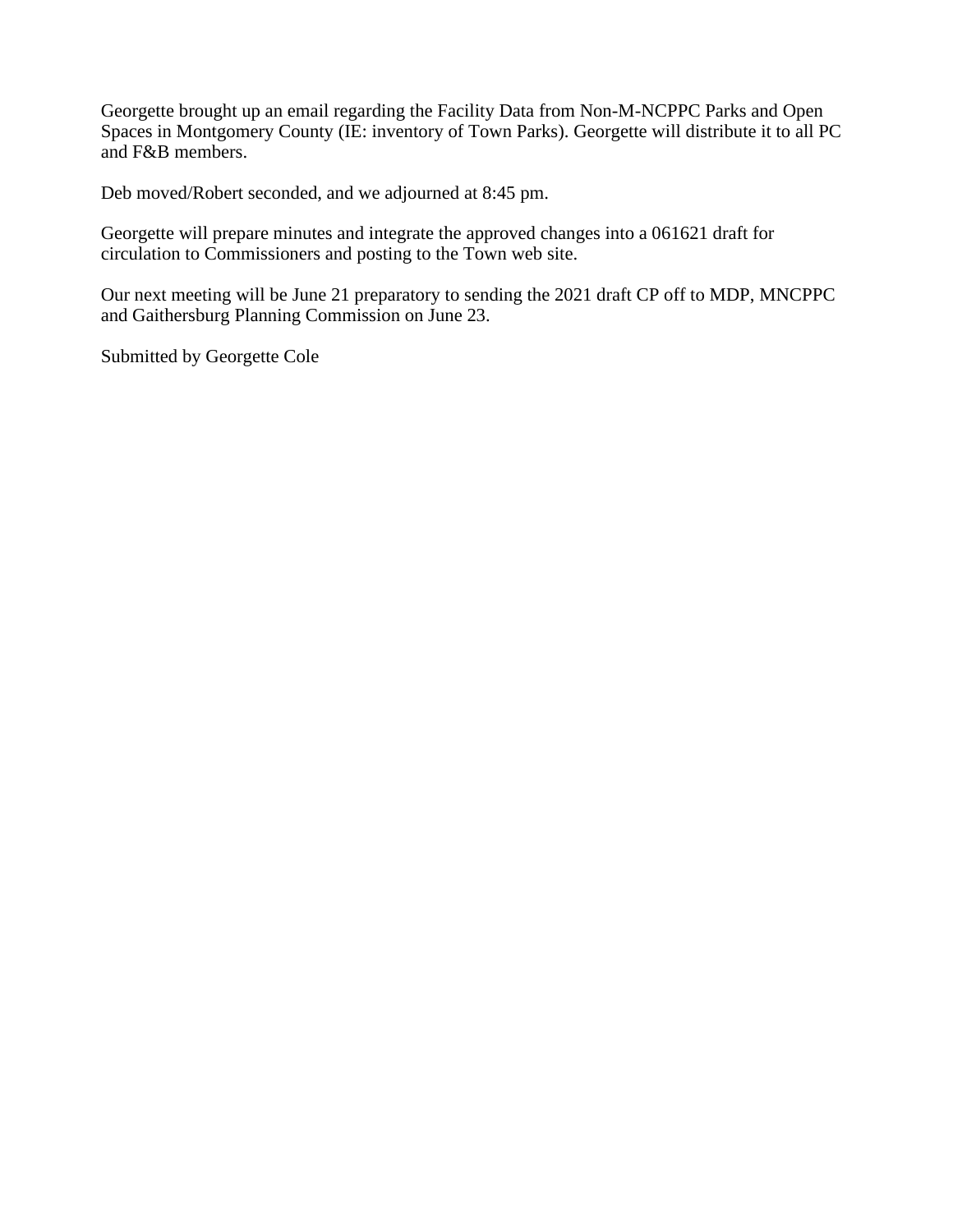Georgette brought up an email regarding the Facility Data from Non-M-NCPPC Parks and Open Spaces in Montgomery County (IE: inventory of Town Parks). Georgette will distribute it to all PC and F&B members.

Deb moved/Robert seconded, and we adjourned at 8:45 pm.

Georgette will prepare minutes and integrate the approved changes into a 061621 draft for circulation to Commissioners and posting to the Town web site.

Our next meeting will be June 21 preparatory to sending the 2021 draft CP off to MDP, MNCPPC and Gaithersburg Planning Commission on June 23.

Submitted by Georgette Cole